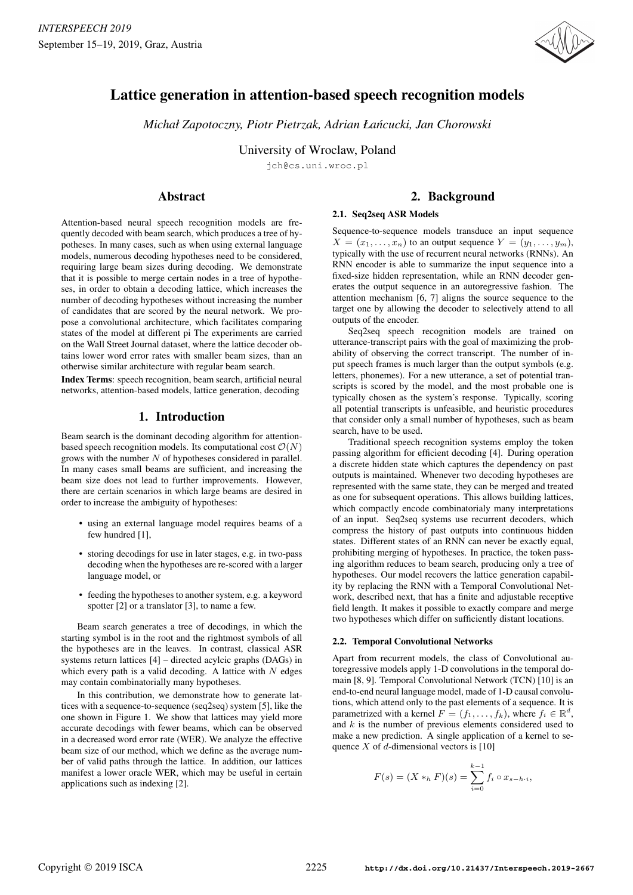# Lattice generation in attention-based speech recognition models

*Michał Zapotoczny, Piotr Pietrzak, Adrian Łańcucki, Jan Chorowski*

University of Wroclaw, Poland

jch@cs.uni.wroc.pl

## Abstract

Attention-based neural speech recognition models are frequently decoded with beam search, which produces a tree of hypotheses. In many cases, such as when using external language models, numerous decoding hypotheses need to be considered, requiring large beam sizes during decoding. We demonstrate that it is possible to merge certain nodes in a tree of hypotheses, in order to obtain a decoding lattice, which increases the number of decoding hypotheses without increasing the number of candidates that are scored by the neural network. We propose a convolutional architecture, which facilitates comparing states of the model at different pi The experiments are carried on the Wall Street Journal dataset, where the lattice decoder obtains lower word error rates with smaller beam sizes, than an otherwise similar architecture with regular beam search.

**Index Terms**: speech recognition, beam search, artificial neural networks, attention-based models, lattice generation, decoding

## 1. Introduction

Beam search is the dominant decoding algorithm for attention-based speech recognition models. Its computational cost $\mathcal{O}(N)$ grows with the number $N$ of hypotheses considered in parallel. In many cases small beams are sufficient, and increasing the beam size does not lead to further improvements. However, there are certain scenarios in which large beams are desired in order to increase the ambiguity of hypotheses:

- using an external language model requires beams of a few hundred [1],
- storing decodings for use in later stages, e.g. in two-pass decoding when the hypotheses are re-scored with a larger language model, or
- feeding the hypotheses to another system, e.g. a keyword spotter [2] or a translator [3], to name a few.

Beam search generates a tree of decodings, in which the starting symbol is in the root and the rightmost symbols of all the hypotheses are in the leaves. In contrast, classical ASR systems return lattices [4] – directed acylcic graphs (DAGs) in which every path is a valid decoding. A lattice with $N$ edges may contain combinatorially many hypotheses.

In this contribution, we demonstrate how to generate lattices with a sequence-to-sequence (seq2seq) system [5], like the one shown in Figure 1. We show that lattices may yield more accurate decodings with fewer beams, which can be observed in a decreased word error rate (WER). We analyze the effective beam size of our method, which we define as the average number of valid paths through the lattice. In addition, our lattices manifest a lower oracle WER, which may be useful in certain applications such as indexing [2].

## 2. Background

### 2.1. Seq2seq ASR Models

Sequence-to-sequence models transduce an input sequence $X = (x_1, \dots, x_n)$ to an output sequence $Y = (y_1, \dots, y_m)$, typically with the use of recurrent neural networks (RNNs). An RNN encoder is able to summarize the input sequence into a fixed-size hidden representation, while an RNN decoder generates the output sequence in an autoregressive fashion. The attention mechanism [6, 7] aligns the source sequence to the target one by allowing the decoder to selectively attend to all outputs of the encoder.

Seq2seq speech recognition models are trained on utterance-transcript pairs with the goal of maximizing the probability of observing the correct transcript. The number of input speech frames is much larger than the output symbols (e.g. letters, phonemes). For a new utterance, a set of potential transcripts is scored by the model, and the most probable one is typically chosen as the system's response. Typically, scoring all potential transcripts is unfeasible, and heuristic procedures that consider only a small number of hypotheses, such as beam search, have to be used.

Traditional speech recognition systems employ the token passing algorithm for efficient decoding [4]. During operation a discrete hidden state which captures the dependency on past outputs is maintained. Whenever two decoding hypotheses are represented with the same state, they can be merged and treated as one for subsequent operations. This allows building lattices, which compactly encode combinatorialy many interpretations of an input. Seq2seq systems use recurrent decoders, which compress the history of past outputs into continuous hidden states. Different states of an RNN can never be exactly equal, prohibiting merging of hypotheses. In practice, the token passing algorithm reduces to beam search, producing only a tree of hypotheses. Our model recovers the lattice generation capability by replacing the RNN with a Temporal Convolutional Network, described next, that has a finite and adjustable receptive field length. It makes it possible to exactly compare and merge two hypotheses which differ on sufficiently distant locations.

### 2.2. Temporal Convolutional Networks

Apart from recurrent models, the class of Convolutional autoregressive models apply 1-D convolutions in the temporal domain [8, 9]. Temporal Convolutional Network (TCN) [10] is an end-to-end neural language model, made of 1-D causal convolutions, which attend only to the past elements of a sequence. It is parametrized with a kernel $F = (f_1, \dots, f_k)$, where $f_i \in \mathbb{R}^d$, and $k$ is the number of previous elements considered used to make a new prediction. A single application of a kernel to sequence $X$ of $d$-dimensional vectors is [10]

$$F(s) = (X *_h F)(s) = \sum_{i=0}^{k-1} f_i \circ x_{s-h \cdot i},$$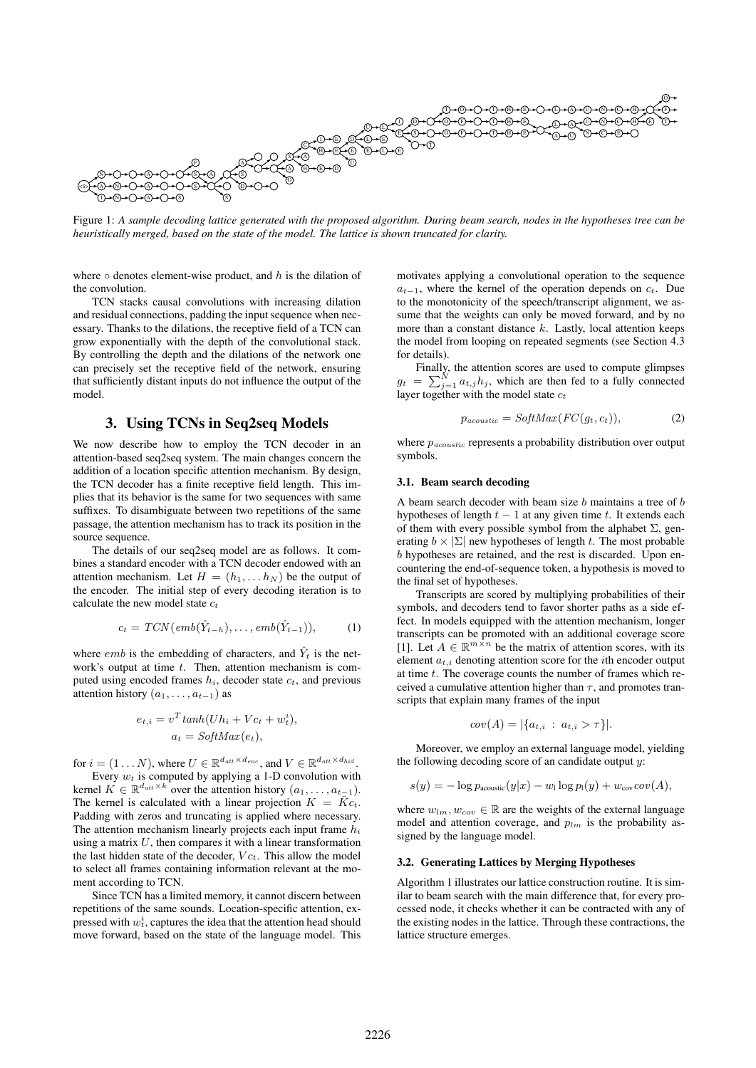Figure 1: *A sample decoding lattice generated with the proposed algorithm. During beam search, nodes in the hypotheses tree can be heuristically merged, based on the state of the model. The lattice is shown truncated for clarity.*

where $\circ$ denotes element-wise product, and $h$ is the dilation of the convolution.

TCN stacks causal convolutions with increasing dilation and residual connections, padding the input sequence when necessary. Thanks to the dilations, the receptive field of a TCN can grow exponentially with the depth of the convolutional stack. By controlling the depth and the dilations of the network one can precisely set the receptive field of the network, ensuring that sufficiently distant inputs do not influence the output of the model.

## 3. Using TCNs in Seq2seq Models

We now describe how to employ the TCN decoder in an attention-based seq2seq system. The main changes concern the addition of a location specific attention mechanism. By design, the TCN decoder has a finite receptive field length. This implies that its behavior is the same for two sequences with same suffixes. To disambiguate between two repetitions of the same passage, the attention mechanism has to track its position in the source sequence.

The details of our seq2seq model are as follows. It combines a standard encoder with a TCN decoder endowed with an attention mechanism. Let $H = (h_1, \ldots h_N)$ be the output of the encoder. The initial step of every decoding iteration is to calculate the new model state $c_t$

$$c_t = TCN(emb(\hat{Y}_{t-h}), \ldots, emb(\hat{Y}_{t-1})), \tag{1}$$

where $emb$ is the embedding of characters, and $\hat{Y}_t$ is the network's output at time $t$. Then, attention mechanism is computed using encoded frames $h_i$, decoder state $c_t$, and previous attention history $(a_1, \ldots, a_{t-1})$ as

$$e_{t,i} = v^T tanh(Uh_i + Vc_t + w_t^i),$$
$$a_t = SoftMax(e_t),$$

for $i = (1 \ldots N)$, where $U \in \mathbb{R}^{d_{att} \times d_{enc}}$, and $V \in \mathbb{R}^{d_{att} \times d_{hid}}$.

Every $w_t$ is computed by applying a 1-D convolution with kernel $K \in \mathbb{R}^{d_{att} \times k}$ over the attention history $(a_1, \ldots, a_{t-1})$. The kernel is calculated with a linear projection $K = \bar{K}c_t$. Padding with zeros and truncating is applied where necessary. The attention mechanism linearly projects each input frame $h_i$ using a matrix $U$, then compares it with a linear transformation the last hidden state of the decoder, $Vc_t$. This allow the model to select all frames containing information relevant at the moment according to TCN.

Since TCN has a limited memory, it cannot discern between repetitions of the same sounds. Location-specific attention, expressed with $w_t^i$, captures the idea that the attention head should move forward, based on the state of the language model. This motivates applying a convolutional operation to the sequence $a_{t-1}$, where the kernel of the operation depends on $c_t$. Due to the monotonicity of the speech/transcript alignment, we assume that the weights can only be moved forward, and by no more than a constant distance $k$. Lastly, local attention keeps the model from looping on repeated segments (see Section 4.3 for details).

Finally, the attention scores are used to compute glimpses $g_t = \sum_{j=1}^{N} a_{t,j} h_j$, which are then fed to a fully connected layer together with the model state $c_t$

$$p_{acoustic} = SoftMax(FC(g_t, c_t)), \tag{2}$$

where $p_{acoustic}$ represents a probability distribution over output symbols.

### 3.1. Beam search decoding

A beam search decoder with beam size $b$ maintains a tree of $b$ hypotheses of length $t-1$ at any given time $t$. It extends each of them with every possible symbol from the alphabet $\Sigma$, generating $b \times |\Sigma|$ new hypotheses of length $t$. The most probable $b$ hypotheses are retained, and the rest is discarded. Upon encountering the end-of-sequence token, a hypothesis is moved to the final set of hypotheses.

Transcripts are scored by multiplying probabilities of their symbols, and decoders tend to favor shorter paths as a side effect. In models equipped with the attention mechanism, longer transcripts can be promoted with an additional coverage score [1]. Let $A \in \mathbb{R}^{m \times n}$ be the matrix of attention scores, with its element $a_{t,i}$ denoting attention score for the $i$th encoder output at time $t$. The coverage counts the number of frames which received a cumulative attention higher than $\tau$, and promotes transcripts that explain many frames of the input

$$cov(A) = |\{a_{t,i} \ : \ a_{t,i} > \tau\}|.$$

Moreover, we employ an external language model, yielding the following decoding score of an candidate output $y$:

$$s(y) = -\log p_{\text{acoustic}}(y|x) - w_{\text{l}} \log p_{\text{l}}(y) + w_{\text{cov}} cov(A),$$

where $w_{lm}, w_{cov} \in \mathbb{R}$ are the weights of the external language model and attention coverage, and $p_{lm}$ is the probability assigned by the language model.

### 3.2. Generating Lattices by Merging Hypotheses

Algorithm 1 illustrates our lattice construction routine. It is similar to beam search with the main difference that, for every processed node, it checks whether it can be contracted with any of the existing nodes in the lattice. Through these contractions, the lattice structure emerges.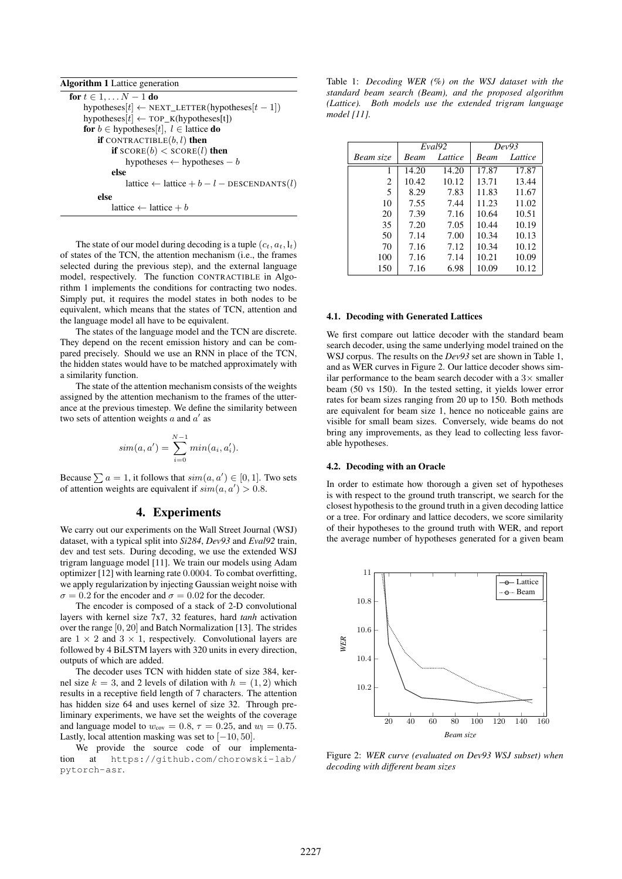**Algorithm 1** Lattice generation

```
for t ∈ 1, ... N − 1 do
    hypotheses[t] ← NEXT_LETTER(hypotheses[t − 1])
    hypotheses[t] ← TOP_K(hypotheses[t])
    for b ∈ hypotheses[t], l ∈ lattice do
        if CONTRACTIBLE(b, l) then
            if SCORE(b) < SCORE(l) then
                hypotheses ← hypotheses − b
            else
                lattice ← lattice + b − l − DESCENDANTS(l)
        else
            lattice ← lattice + b
```

The state of our model during decoding is a tuple $(c_t, a_t, l_t)$ of states of the TCN, the attention mechanism (i.e., the frames selected during the previous step), and the external language model, respectively. The function CONTRACTIBLE in Algorithm 1 implements the conditions for contracting two nodes. Simply put, it requires the model states in both nodes to be equivalent, which means that the states of TCN, attention and the language model all have to be equivalent.

The states of the language model and the TCN are discrete. They depend on the recent emission history and can be compared precisely. Should we use an RNN in place of the TCN, the hidden states would have to be matched approximately with a similarity function.

The state of the attention mechanism consists of the weights assigned by the attention mechanism to the frames of the utterance at the previous timestep. We define the similarity between two sets of attention weights $a$ and $a'$ as

$$sim(a, a') = \sum_{i=0}^{N-1} min(a_i, a'_i).$$

Because $\sum a = 1$, it follows that $sim(a, a') \in [0, 1]$. Two sets of attention weights are equivalent if $sim(a, a') > 0.8$.

## 4. Experiments

We carry out our experiments on the Wall Street Journal (WSJ) dataset, with a typical split into *Si284*, *Dev93* and *Eval92* train, dev and test sets. During decoding, we use the extended WSJ trigram language model [11]. We train our models using Adam optimizer [12] with learning rate 0.0004. To combat overfitting, we apply regularization by injecting Gaussian weight noise with $\sigma = 0.2$ for the encoder and $\sigma = 0.02$ for the decoder.

The encoder is composed of a stack of 2-D convolutional layers with kernel size 7x7, 32 features, hard *tanh* activation over the range $[0, 20]$ and Batch Normalization [13]. The strides are $1 \times 2$ and $3 \times 1$, respectively. Convolutional layers are followed by 4 BiLSTM layers with 320 units in every direction, outputs of which are added.

The decoder uses TCN with hidden state of size 384, kernel size $k = 3$, and 2 levels of dilation with $h = (1, 2)$ which results in a receptive field length of 7 characters. The attention has hidden size 64 and uses kernel of size 32. Through preliminary experiments, we have set the weights of the coverage and language model to $w_{cov} = 0.8$, $\tau = 0.25$, and $w_l = 0.75$. Lastly, local attention masking was set to $[-10, 50]$.

We provide the source code of our implementation at https://github.com/chorowski-lab/pytorch-asr.

Table 1: *Decoding WER (%) on the WSJ dataset with the standard beam search (Beam), and the proposed algorithm (Lattice). Both models use the extended trigram language model [11].*

| | *Eval92* | | *Dev93* | |
|---|---|---|---|---|
| *Beam size* | *Beam* | *Lattice* | *Beam* | *Lattice* |
| 1 | 14.20 | 14.20 | 17.87 | 17.87 |
| 2 | 10.42 | 10.12 | 13.71 | 13.44 |
| 5 | 8.29 | 7.83 | 11.83 | 11.67 |
| 10 | 7.55 | 7.44 | 11.23 | 11.02 |
| 20 | 7.39 | 7.16 | 10.64 | 10.51 |
| 35 | 7.20 | 7.05 | 10.44 | 10.19 |
| 50 | 7.14 | 7.00 | 10.34 | 10.13 |
| 70 | 7.16 | 7.12 | 10.34 | 10.12 |
| 100 | 7.16 | 7.14 | 10.21 | 10.09 |
| 150 | 7.16 | 6.98 | 10.09 | 10.12 |

### 4.1. Decoding with Generated Lattices

We first compare out lattice decoder with the standard beam search decoder, using the same underlying model trained on the WSJ corpus. The results on the *Dev93* set are shown in Table 1, and as WER curves in Figure 2. Our lattice decoder shows similar performance to the beam search decoder with a 3× smaller beam (50 vs 150). In the tested setting, it yields lower error rates for beam sizes ranging from 20 up to 150. Both methods are equivalent for beam size 1, hence no noticeable gains are visible for small beam sizes. Conversely, wide beams do not bring any improvements, as they lead to collecting less favorable hypotheses.

### 4.2. Decoding with an Oracle

In order to estimate how thorough a given set of hypotheses is with respect to the ground truth transcript, we search for the closest hypothesis to the ground truth in a given decoding lattice or a tree. For ordinary and lattice decoders, we score similarity of their hypotheses to the ground truth with WER, and report the average number of hypotheses generated for a given beam

Figure 2: *WER curve (evaluated on Dev93 WSJ subset) when decoding with different beam sizes*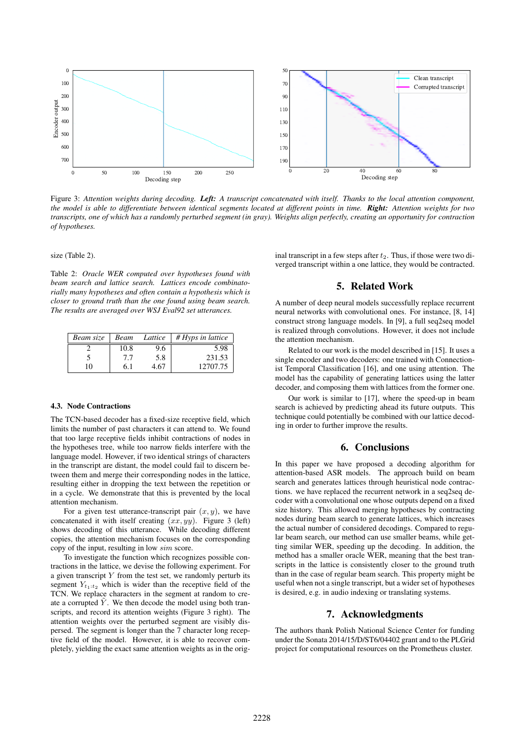Figure 3: *Attention weights during decoding.* ***Left:*** *A transcript concatenated with itself. Thanks to the local attention component, the model is able to differentiate between identical segments located at different points in time.* ***Right:*** *Attention weights for two transcripts, one of which has a randomly perturbed segment (in gray). Weights align perfectly, creating an opportunity for contraction of hypotheses.*

size (Table 2).

Table 2: *Oracle WER computed over hypotheses found with beam search and lattice search. Lattices encode combinatorially many hypotheses and often contain a hypothesis which is closer to ground truth than the one found using beam search. The results are averaged over WSJ Eval92 set utterances.*

| *Beam size* | *Beam* | *Lattice* | *# Hyps in lattice* |
|---|---|---|---|
| 2 | 10.8 | 9.6 | 5.98 |
| 5 | 7.7 | 5.8 | 231.53 |
| 10 | 6.1 | 4.67 | 12707.75 |

### 4.3. Node Contractions

The TCN-based decoder has a fixed-size receptive field, which limits the number of past characters it can attend to. We found that too large receptive fields inhibit contractions of nodes in the hypotheses tree, while too narrow fields interfere with the language model. However, if two identical strings of characters in the transcript are distant, the model could fail to discern between them and merge their corresponding nodes in the lattice, resulting either in dropping the text between the repetition or in a cycle. We demonstrate that this is prevented by the local attention mechanism.

For a given test utterance-transcript pair $(x, y)$, we have concatenated it with itself creating $(xx, yy)$. Figure 3 (left) shows decoding of this utterance. While decoding different copies, the attention mechanism focuses on the corresponding copy of the input, resulting in low $sim$ score.

To investigate the function which recognizes possible contractions in the lattice, we devise the following experiment. For a given transcript $Y$ from the test set, we randomly perturb its segment $Y_{t_1:t_2}$ which is wider than the receptive field of the TCN. We replace characters in the segment at random to create a corrupted $\tilde{Y}$. We then decode the model using both transcripts, and record its attention weights (Figure 3 right). The attention weights over the perturbed segment are visibly dispersed. The segment is longer than the 7 character long receptive field of the model. However, it is able to recover completely, yielding the exact same attention weights as in the original transcript in a few steps after $t_2$. Thus, if those were two diverged transcript within a one lattice, they would be contracted.

## 5. Related Work

A number of deep neural models successfully replace recurrent neural networks with convolutional ones. For instance, [8, 14] construct strong language models. In [9], a full seq2seq model is realized through convolutions. However, it does not include the attention mechanism.

Related to our work is the model described in [15]. It uses a single encoder and two decoders: one trained with Connectionist Temporal Classification [16], and one using attention. The model has the capability of generating lattices using the latter decoder, and composing them with lattices from the former one.

Our work is similar to [17], where the speed-up in beam search is achieved by predicting ahead its future outputs. This technique could potentially be combined with our lattice decoding in order to further improve the results.

## 6. Conclusions

In this paper we have proposed a decoding algorithm for attention-based ASR models. The approach build on beam search and generates lattices through heuristical node contractions. we have replaced the recurrent network in a seq2seq decoder with a convolutional one whose outputs depend on a fixed size history. This allowed merging hypotheses by contracting nodes during beam search to generate lattices, which increases the actual number of considered decodings. Compared to regular beam search, our method can use smaller beams, while getting similar WER, speeding up the decoding. In addition, the method has a smaller oracle WER, meaning that the best transcripts in the lattice is consistently closer to the ground truth than in the case of regular beam search. This property might be useful when not a single transcript, but a wider set of hypotheses is desired, e.g. in audio indexing or translating systems.

## 7. Acknowledgments

The authors thank Polish National Science Center for funding under the Sonata 2014/15/D/ST6/04402 grant and to the PLGrid project for computational resources on the Prometheus cluster.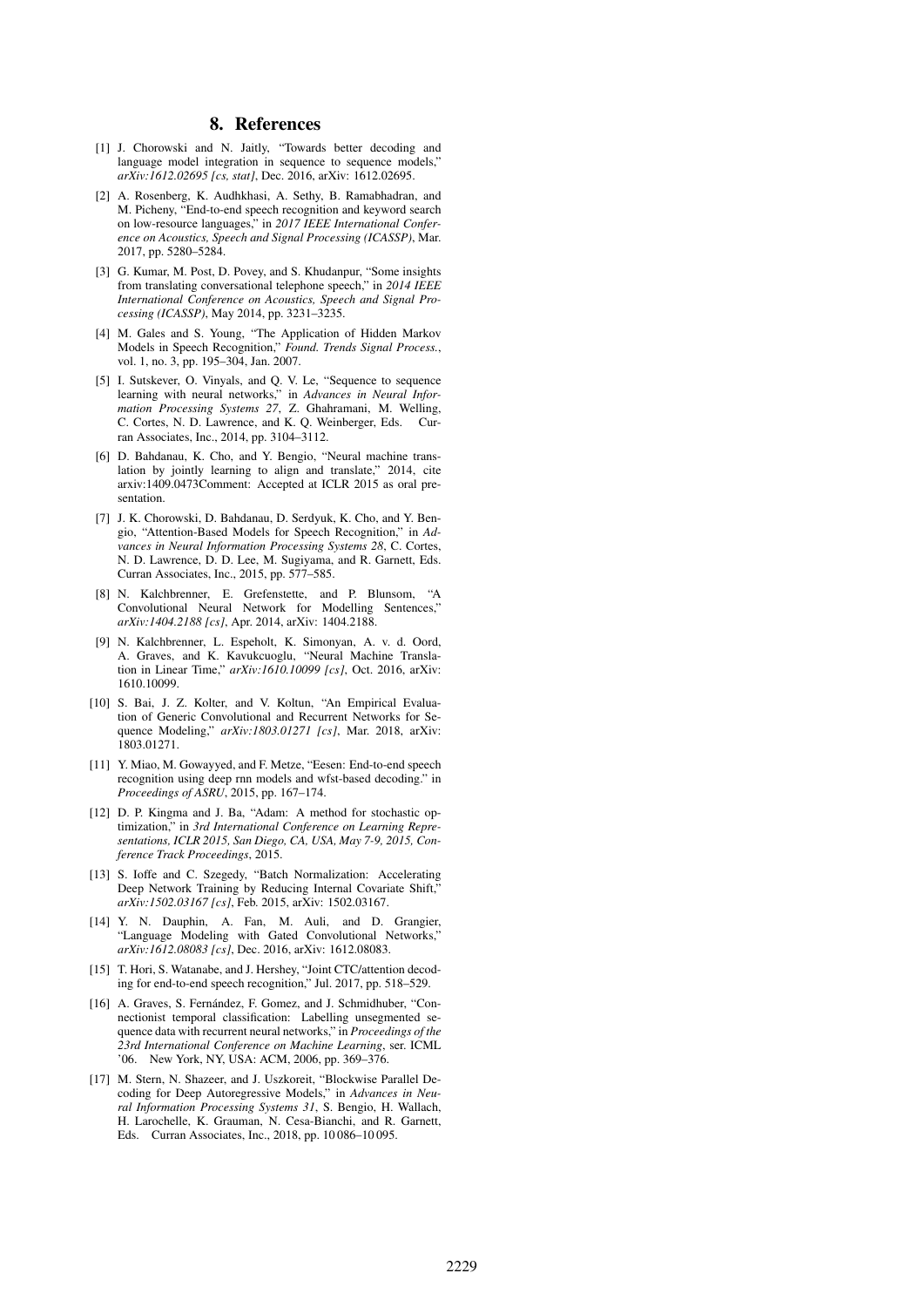## 8. References

[1] J. Chorowski and N. Jaitly, "Towards better decoding and language model integration in sequence to sequence models," *arXiv:1612.02695 [cs, stat]*, Dec. 2016, arXiv: 1612.02695.

[2] A. Rosenberg, K. Audhkhasi, A. Sethy, B. Ramabhadran, and M. Picheny, "End-to-end speech recognition and keyword search on low-resource languages," in *2017 IEEE International Conference on Acoustics, Speech and Signal Processing (ICASSP)*, Mar. 2017, pp. 5280–5284.

[3] G. Kumar, M. Post, D. Povey, and S. Khudanpur, "Some insights from translating conversational telephone speech," in *2014 IEEE International Conference on Acoustics, Speech and Signal Processing (ICASSP)*, May 2014, pp. 3231–3235.

[4] M. Gales and S. Young, "The Application of Hidden Markov Models in Speech Recognition," *Found. Trends Signal Process.*, vol. 1, no. 3, pp. 195–304, Jan. 2007.

[5] I. Sutskever, O. Vinyals, and Q. V. Le, "Sequence to sequence learning with neural networks," in *Advances in Neural Information Processing Systems 27*, Z. Ghahramani, M. Welling, C. Cortes, N. D. Lawrence, and K. Q. Weinberger, Eds. Curran Associates, Inc., 2014, pp. 3104–3112.

[6] D. Bahdanau, K. Cho, and Y. Bengio, "Neural machine translation by jointly learning to align and translate," 2014, cite arxiv:1409.0473Comment: Accepted at ICLR 2015 as oral presentation.

[7] J. K. Chorowski, D. Bahdanau, D. Serdyuk, K. Cho, and Y. Bengio, "Attention-Based Models for Speech Recognition," in *Advances in Neural Information Processing Systems 28*, C. Cortes, N. D. Lawrence, D. D. Lee, M. Sugiyama, and R. Garnett, Eds. Curran Associates, Inc., 2015, pp. 577–585.

[8] N. Kalchbrenner, E. Grefenstette, and P. Blunsom, "A Convolutional Neural Network for Modelling Sentences," *arXiv:1404.2188 [cs]*, Apr. 2014, arXiv: 1404.2188.

[9] N. Kalchbrenner, L. Espeholt, K. Simonyan, A. v. d. Oord, A. Graves, and K. Kavukcuoglu, "Neural Machine Translation in Linear Time," *arXiv:1610.10099 [cs]*, Oct. 2016, arXiv: 1610.10099.

[10] S. Bai, J. Z. Kolter, and V. Koltun, "An Empirical Evaluation of Generic Convolutional and Recurrent Networks for Sequence Modeling," *arXiv:1803.01271 [cs]*, Mar. 2018, arXiv: 1803.01271.

[11] Y. Miao, M. Gowayyed, and F. Metze, "Eesen: End-to-end speech recognition using deep rnn models and wfst-based decoding." in *Proceedings of ASRU*, 2015, pp. 167–174.

[12] D. P. Kingma and J. Ba, "Adam: A method for stochastic optimization," in *3rd International Conference on Learning Representations, ICLR 2015, San Diego, CA, USA, May 7-9, 2015, Conference Track Proceedings*, 2015.

[13] S. Ioffe and C. Szegedy, "Batch Normalization: Accelerating Deep Network Training by Reducing Internal Covariate Shift," *arXiv:1502.03167 [cs]*, Feb. 2015, arXiv: 1502.03167.

[14] Y. N. Dauphin, A. Fan, M. Auli, and D. Grangier, "Language Modeling with Gated Convolutional Networks," *arXiv:1612.08083 [cs]*, Dec. 2016, arXiv: 1612.08083.

[15] T. Hori, S. Watanabe, and J. Hershey, "Joint CTC/attention decoding for end-to-end speech recognition," Jul. 2017, pp. 518–529.

[16] A. Graves, S. Fernández, F. Gomez, and J. Schmidhuber, "Connectionist temporal classification: Labelling unsegmented sequence data with recurrent neural networks," in *Proceedings of the 23rd International Conference on Machine Learning*, ser. ICML '06. New York, NY, USA: ACM, 2006, pp. 369–376.

[17] M. Stern, N. Shazeer, and J. Uszkoreit, "Blockwise Parallel Decoding for Deep Autoregressive Models," in *Advances in Neural Information Processing Systems 31*, S. Bengio, H. Wallach, H. Larochelle, K. Grauman, N. Cesa-Bianchi, and R. Garnett, Eds. Curran Associates, Inc., 2018, pp. 10 086–10 095.